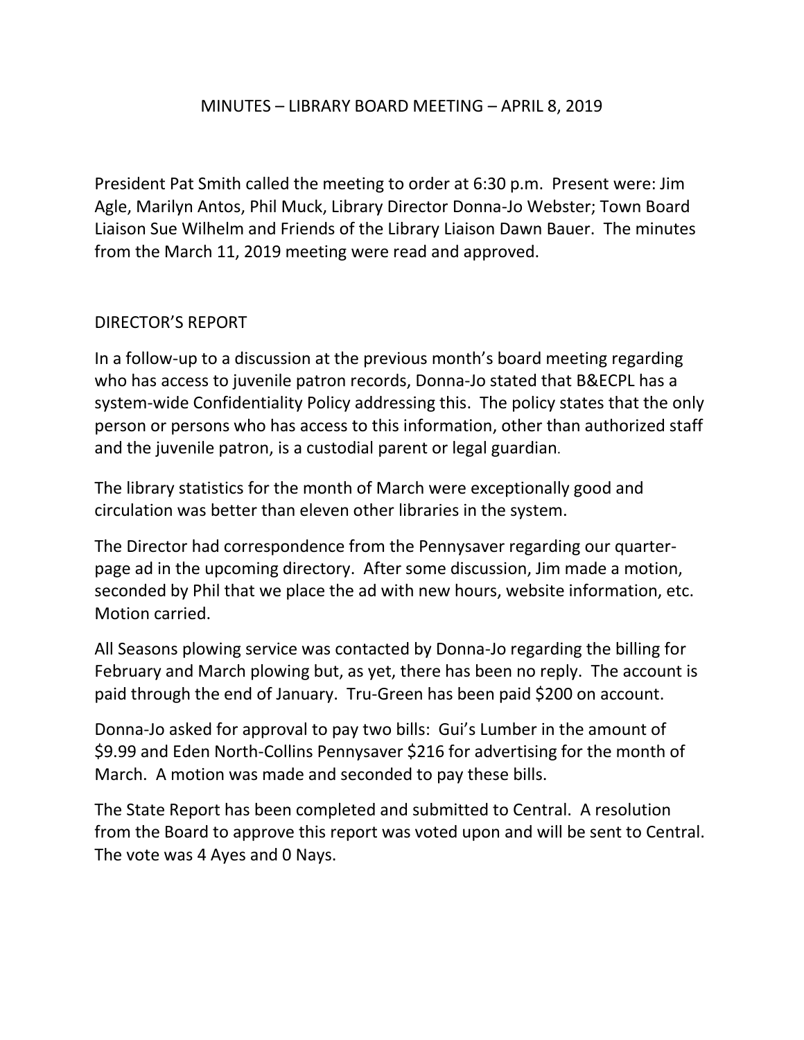# MINUTES – LIBRARY BOARD MEETING – APRIL 8, 2019

President Pat Smith called the meeting to order at 6:30 p.m. Present were: Jim Agle, Marilyn Antos, Phil Muck, Library Director Donna-Jo Webster; Town Board Liaison Sue Wilhelm and Friends of the Library Liaison Dawn Bauer. The minutes from the March 11, 2019 meeting were read and approved.

## DIRECTOR'S REPORT

In a follow-up to a discussion at the previous month's board meeting regarding who has access to juvenile patron records, Donna-Jo stated that B&ECPL has a system-wide Confidentiality Policy addressing this. The policy states that the only person or persons who has access to this information, other than authorized staff and the juvenile patron, is a custodial parent or legal guardian.

The library statistics for the month of March were exceptionally good and circulation was better than eleven other libraries in the system.

The Director had correspondence from the Pennysaver regarding our quarter-page ad in the upcoming directory. After some discussion, Jim made a motion, seconded by Phil that we place the ad with new hours, website information, etc. Motion carried.

All Seasons plowing service was contacted by Donna-Jo regarding the billing for February and March plowing but, as yet, there has been no reply. The account is paid through the end of January. Tru-Green has been paid $200 on account.

Donna-Jo asked for approval to pay two bills: Gui's Lumber in the amount of $9.99 and Eden North-Collins Pennysaver $216 for advertising for the month of March. A motion was made and seconded to pay these bills.

The State Report has been completed and submitted to Central. A resolution from the Board to approve this report was voted upon and will be sent to Central. The vote was 4 Ayes and 0 Nays.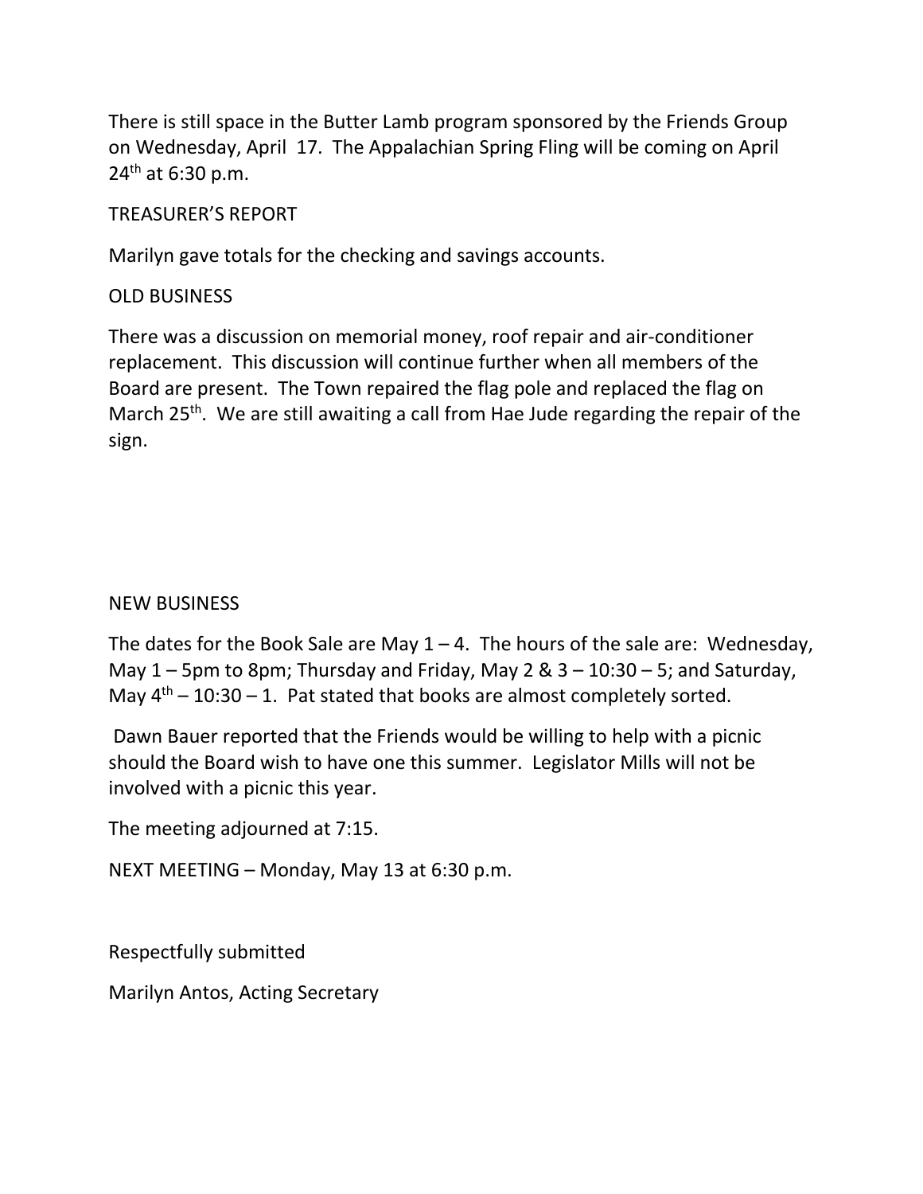There is still space in the Butter Lamb program sponsored by the Friends Group on Wednesday, April 17. The Appalachian Spring Fling will be coming on April 24th at 6:30 p.m.

TREASURER'S REPORT

Marilyn gave totals for the checking and savings accounts.

OLD BUSINESS

There was a discussion on memorial money, roof repair and air-conditioner replacement. This discussion will continue further when all members of the Board are present. The Town repaired the flag pole and replaced the flag on March 25th. We are still awaiting a call from Hae Jude regarding the repair of the sign.

NEW BUSINESS

The dates for the Book Sale are May 1 – 4. The hours of the sale are: Wednesday, May 1 – 5pm to 8pm; Thursday and Friday, May 2 & 3 – 10:30 – 5; and Saturday, May 4th – 10:30 – 1. Pat stated that books are almost completely sorted.

Dawn Bauer reported that the Friends would be willing to help with a picnic should the Board wish to have one this summer. Legislator Mills will not be involved with a picnic this year.

The meeting adjourned at 7:15.

NEXT MEETING – Monday, May 13 at 6:30 p.m.

Respectfully submitted

Marilyn Antos, Acting Secretary